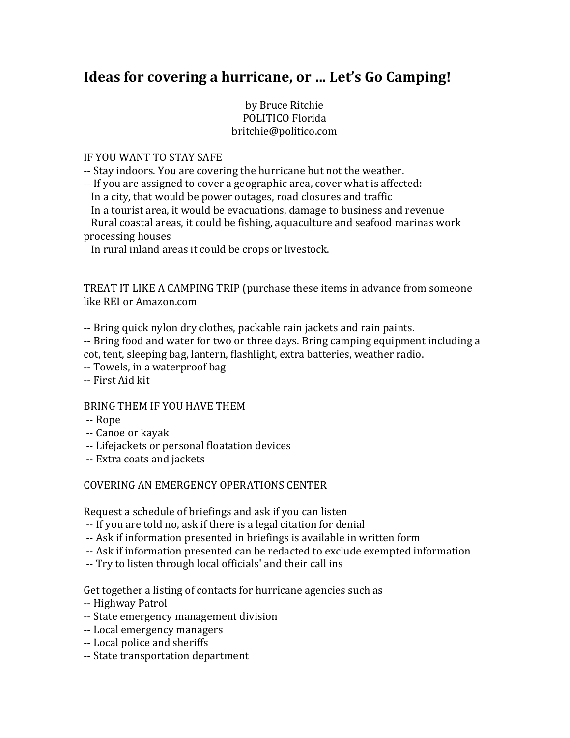# Ideas for covering a hurricane, or … Let's Go Camping!

by Bruce Ritchie
POLITICO Florida
britchie@politico.com

IF YOU WANT TO STAY SAFE

-- Stay indoors. You are covering the hurricane but not the weather.
-- If you are assigned to cover a geographic area, cover what is affected:
  In a city, that would be power outages, road closures and traffic
  In a tourist area, it would be evacuations, damage to business and revenue
  Rural coastal areas, it could be fishing, aquaculture and seafood marinas work processing houses
  In rural inland areas it could be crops or livestock.

TREAT IT LIKE A CAMPING TRIP (purchase these items in advance from someone like REI or Amazon.com

-- Bring quick nylon dry clothes, packable rain jackets and rain paints.
-- Bring food and water for two or three days. Bring camping equipment including a cot, tent, sleeping bag, lantern, flashlight, extra batteries, weather radio.
-- Towels, in a waterproof bag
-- First Aid kit

BRING THEM IF YOU HAVE THEM

-- Rope
-- Canoe or kayak
-- Lifejackets or personal floatation devices
-- Extra coats and jackets

COVERING AN EMERGENCY OPERATIONS CENTER

Request a schedule of briefings and ask if you can listen

-- If you are told no, ask if there is a legal citation for denial
-- Ask if information presented in briefings is available in written form
-- Ask if information presented can be redacted to exclude exempted information
-- Try to listen through local officials' and their call ins

Get together a listing of contacts for hurricane agencies such as

-- Highway Patrol
-- State emergency management division
-- Local emergency managers
-- Local police and sheriffs
-- State transportation department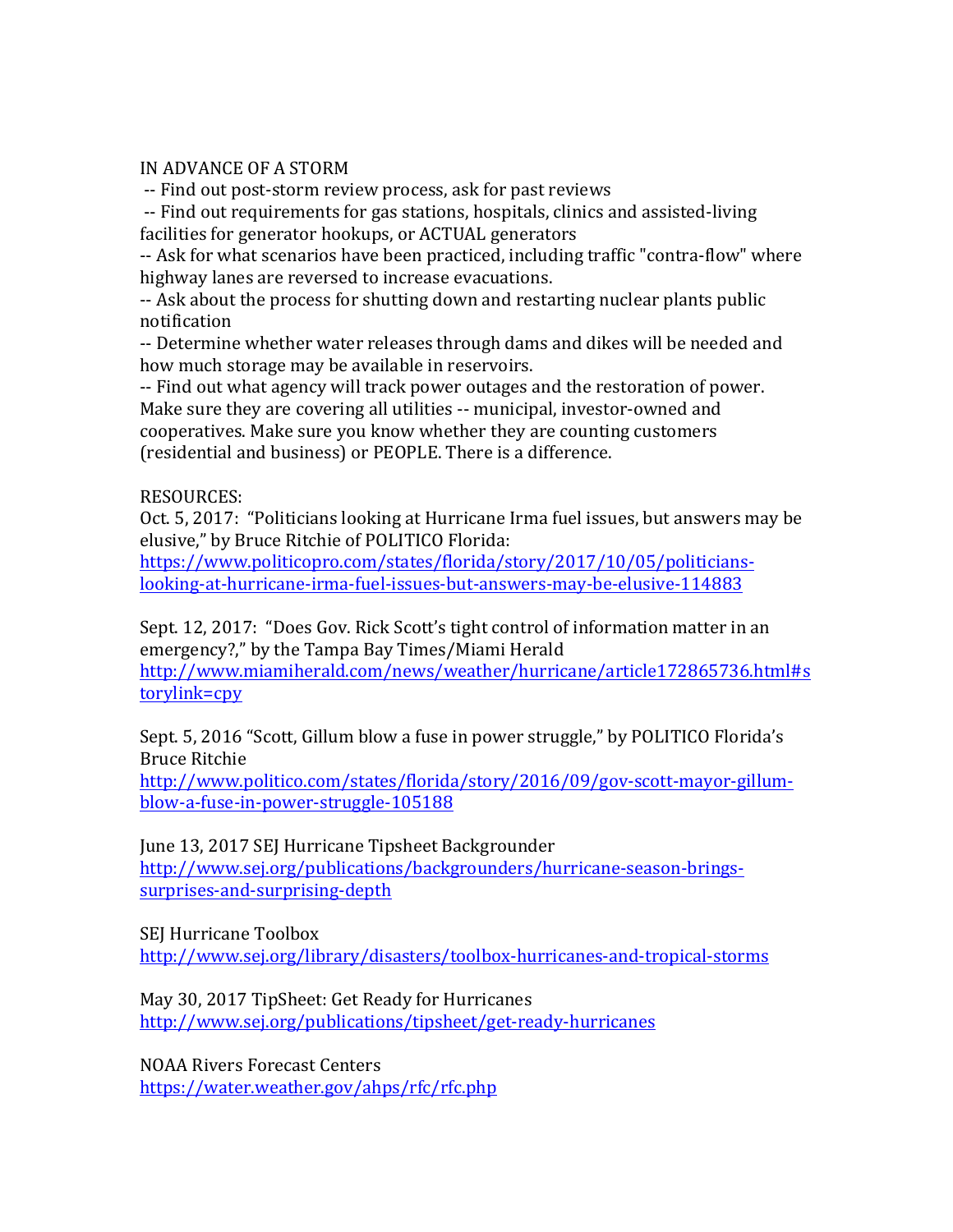IN ADVANCE OF A STORM

-- Find out post-storm review process, ask for past reviews

-- Find out requirements for gas stations, hospitals, clinics and assisted-living facilities for generator hookups, or ACTUAL generators

-- Ask for what scenarios have been practiced, including traffic "contra-flow" where highway lanes are reversed to increase evacuations.

-- Ask about the process for shutting down and restarting nuclear plants public notification

-- Determine whether water releases through dams and dikes will be needed and how much storage may be available in reservoirs.

-- Find out what agency will track power outages and the restoration of power. Make sure they are covering all utilities -- municipal, investor-owned and cooperatives. Make sure you know whether they are counting customers (residential and business) or PEOPLE. There is a difference.

RESOURCES:

Oct. 5, 2017: "Politicians looking at Hurricane Irma fuel issues, but answers may be elusive," by Bruce Ritchie of POLITICO Florida:
https://www.politicopro.com/states/florida/story/2017/10/05/politicians-looking-at-hurricane-irma-fuel-issues-but-answers-may-be-elusive-114883

Sept. 12, 2017: "Does Gov. Rick Scott's tight control of information matter in an emergency?," by the Tampa Bay Times/Miami Herald
http://www.miamiherald.com/news/weather/hurricane/article172865736.html#storylink=cpy

Sept. 5, 2016 "Scott, Gillum blow a fuse in power struggle," by POLITICO Florida's Bruce Ritchie
http://www.politico.com/states/florida/story/2016/09/gov-scott-mayor-gillum-blow-a-fuse-in-power-struggle-105188

June 13, 2017 SEJ Hurricane Tipsheet Backgrounder
http://www.sej.org/publications/backgrounders/hurricane-season-brings-surprises-and-surprising-depth

SEJ Hurricane Toolbox
http://www.sej.org/library/disasters/toolbox-hurricanes-and-tropical-storms

May 30, 2017 TipSheet: Get Ready for Hurricanes
http://www.sej.org/publications/tipsheet/get-ready-hurricanes

NOAA Rivers Forecast Centers
https://water.weather.gov/ahps/rfc/rfc.php